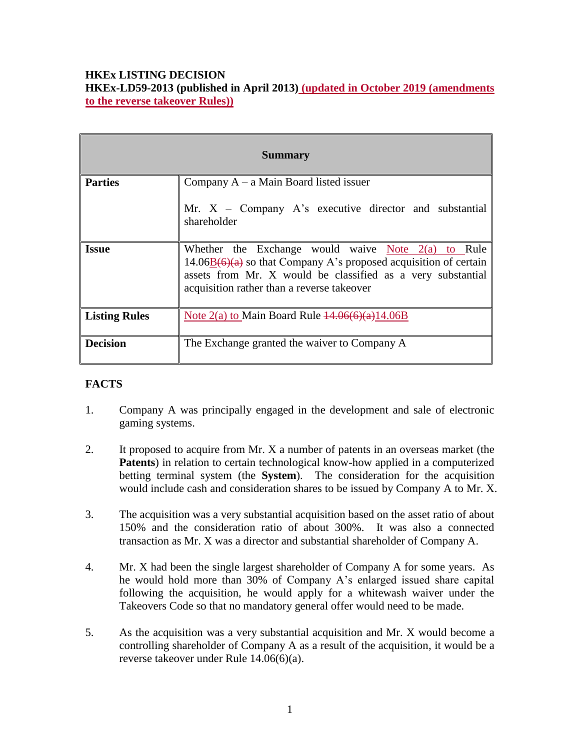**HKEx LISTING DECISION**
**HKEx-LD59-2013 (published in April 2013) (updated in October 2019 (amendments to the reverse takeover Rules))**

| **Summary** | |
|---|---|
| **Parties** | Company A – a Main Board listed issuer<br><br>Mr. X – Company A's executive director and substantial shareholder |
| **Issue** | Whether the Exchange would waive Note 2(a) to Rule 14.06B(6)(a) so that Company A's proposed acquisition of certain assets from Mr. X would be classified as a very substantial acquisition rather than a reverse takeover |
| **Listing Rules** | Note 2(a) to Main Board Rule ~~14.06(6)(a)~~14.06B |
| **Decision** | The Exchange granted the waiver to Company A |

**FACTS**

1. Company A was principally engaged in the development and sale of electronic gaming systems.

2. It proposed to acquire from Mr. X a number of patents in an overseas market (the **Patents**) in relation to certain technological know-how applied in a computerized betting terminal system (the **System**). The consideration for the acquisition would include cash and consideration shares to be issued by Company A to Mr. X.

3. The acquisition was a very substantial acquisition based on the asset ratio of about 150% and the consideration ratio of about 300%. It was also a connected transaction as Mr. X was a director and substantial shareholder of Company A.

4. Mr. X had been the single largest shareholder of Company A for some years. As he would hold more than 30% of Company A's enlarged issued share capital following the acquisition, he would apply for a whitewash waiver under the Takeovers Code so that no mandatory general offer would need to be made.

5. As the acquisition was a very substantial acquisition and Mr. X would become a controlling shareholder of Company A as a result of the acquisition, it would be a reverse takeover under Rule 14.06(6)(a).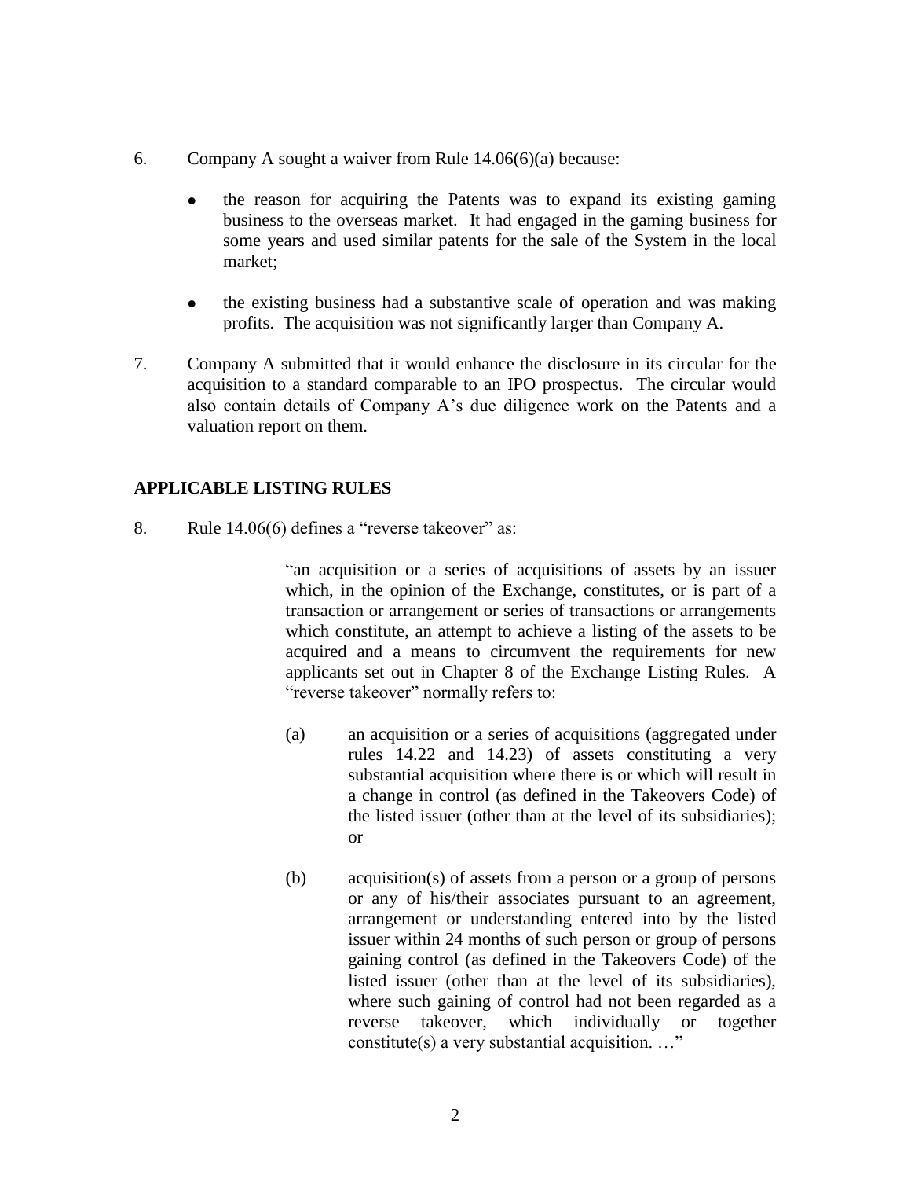6. Company A sought a waiver from Rule 14.06(6)(a) because:

   - the reason for acquiring the Patents was to expand its existing gaming business to the overseas market. It had engaged in the gaming business for some years and used similar patents for the sale of the System in the local market;

   - the existing business had a substantive scale of operation and was making profits. The acquisition was not significantly larger than Company A.

7. Company A submitted that it would enhance the disclosure in its circular for the acquisition to a standard comparable to an IPO prospectus. The circular would also contain details of Company A's due diligence work on the Patents and a valuation report on them.

## APPLICABLE LISTING RULES

8. Rule 14.06(6) defines a "reverse takeover" as:

> "an acquisition or a series of acquisitions of assets by an issuer which, in the opinion of the Exchange, constitutes, or is part of a transaction or arrangement or series of transactions or arrangements which constitute, an attempt to achieve a listing of the assets to be acquired and a means to circumvent the requirements for new applicants set out in Chapter 8 of the Exchange Listing Rules. A "reverse takeover" normally refers to:
>
> (a) an acquisition or a series of acquisitions (aggregated under rules 14.22 and 14.23) of assets constituting a very substantial acquisition where there is or which will result in a change in control (as defined in the Takeovers Code) of the listed issuer (other than at the level of its subsidiaries); or
>
> (b) acquisition(s) of assets from a person or a group of persons or any of his/their associates pursuant to an agreement, arrangement or understanding entered into by the listed issuer within 24 months of such person or group of persons gaining control (as defined in the Takeovers Code) of the listed issuer (other than at the level of its subsidiaries), where such gaining of control had not been regarded as a reverse takeover, which individually or together constitute(s) a very substantial acquisition. …"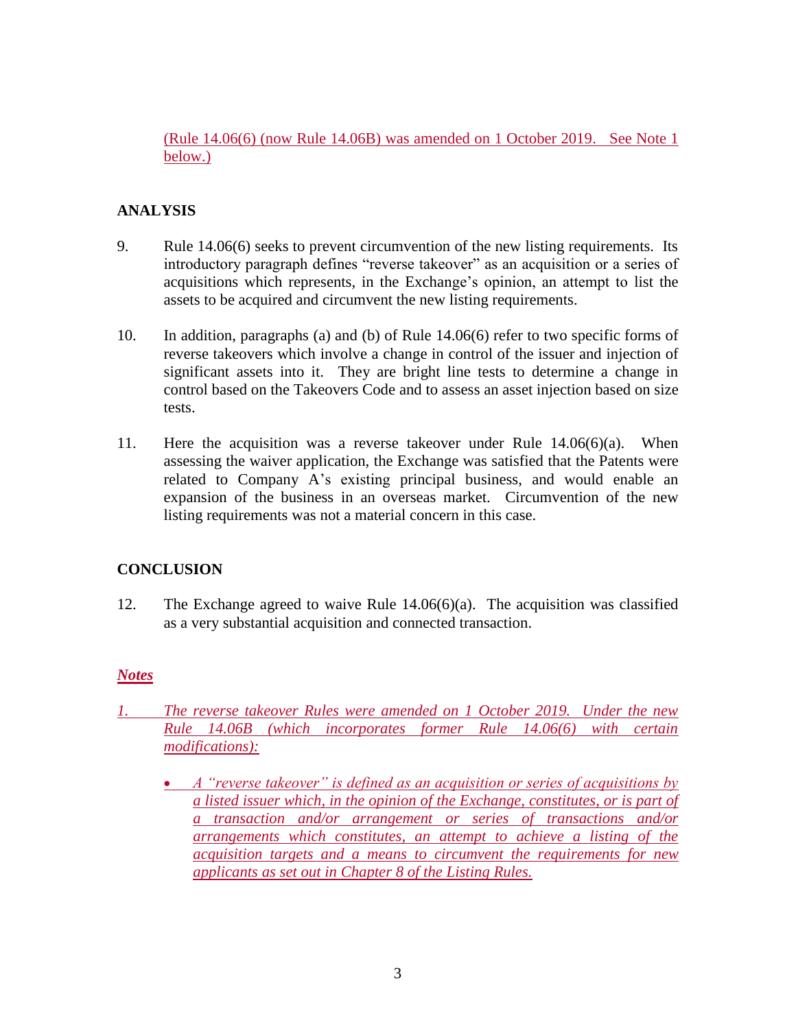(Rule 14.06(6) (now Rule 14.06B) was amended on 1 October 2019. See Note 1 below.)

## ANALYSIS

9. Rule 14.06(6) seeks to prevent circumvention of the new listing requirements. Its introductory paragraph defines "reverse takeover" as an acquisition or a series of acquisitions which represents, in the Exchange's opinion, an attempt to list the assets to be acquired and circumvent the new listing requirements.

10. In addition, paragraphs (a) and (b) of Rule 14.06(6) refer to two specific forms of reverse takeovers which involve a change in control of the issuer and injection of significant assets into it. They are bright line tests to determine a change in control based on the Takeovers Code and to assess an asset injection based on size tests.

11. Here the acquisition was a reverse takeover under Rule 14.06(6)(a). When assessing the waiver application, the Exchange was satisfied that the Patents were related to Company A's existing principal business, and would enable an expansion of the business in an overseas market. Circumvention of the new listing requirements was not a material concern in this case.

## CONCLUSION

12. The Exchange agreed to waive Rule 14.06(6)(a). The acquisition was classified as a very substantial acquisition and connected transaction.

***Notes***

*1. The reverse takeover Rules were amended on 1 October 2019. Under the new Rule 14.06B (which incorporates former Rule 14.06(6) with certain modifications):*

- *A "reverse takeover" is defined as an acquisition or series of acquisitions by a listed issuer which, in the opinion of the Exchange, constitutes, or is part of a transaction and/or arrangement or series of transactions and/or arrangements which constitutes, an attempt to achieve a listing of the acquisition targets and a means to circumvent the requirements for new applicants as set out in Chapter 8 of the Listing Rules.*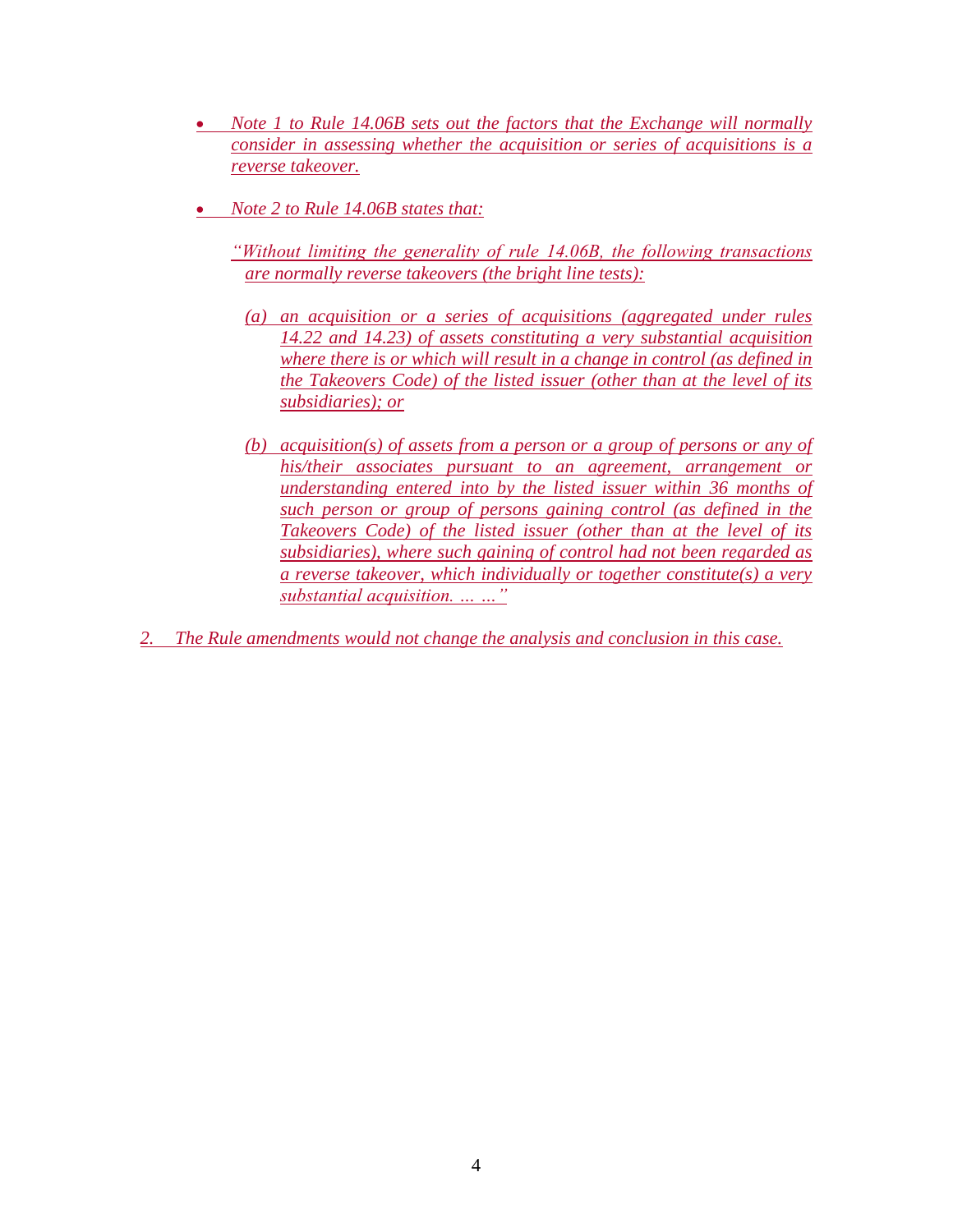- *Note 1 to Rule 14.06B sets out the factors that the Exchange will normally consider in assessing whether the acquisition or series of acquisitions is a reverse takeover.*

- *Note 2 to Rule 14.06B states that:*

  *"Without limiting the generality of rule 14.06B, the following transactions are normally reverse takeovers (the bright line tests):*

  *(a) an acquisition or a series of acquisitions (aggregated under rules 14.22 and 14.23) of assets constituting a very substantial acquisition where there is or which will result in a change in control (as defined in the Takeovers Code) of the listed issuer (other than at the level of its subsidiaries); or*

  *(b) acquisition(s) of assets from a person or a group of persons or any of his/their associates pursuant to an agreement, arrangement or understanding entered into by the listed issuer within 36 months of such person or group of persons gaining control (as defined in the Takeovers Code) of the listed issuer (other than at the level of its subsidiaries), where such gaining of control had not been regarded as a reverse takeover, which individually or together constitute(s) a very substantial acquisition. … …"*

2. *The Rule amendments would not change the analysis and conclusion in this case.*